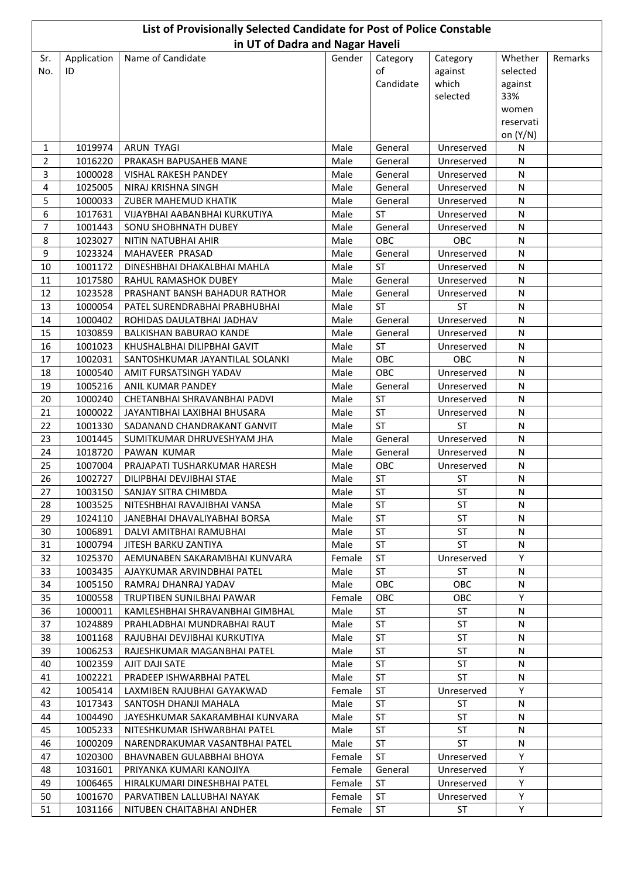# List of Provisionally Selected Candidate for Post of Police Constable in UT of Dadra and Nagar Haveli

| Sr. No. | Application ID | Name of Candidate | Gender | Category of Candidate | Category against which selected | Whether selected against 33% women reservation (Y/N) | Remarks |
|---|---|---|---|---|---|---|---|
| 1 | 1019974 | ARUN TYAGI | Male | General | Unreserved | N | |
| 2 | 1016220 | PRAKASH BAPUSAHEB MANE | Male | General | Unreserved | N | |
| 3 | 1000028 | VISHAL RAKESH PANDEY | Male | General | Unreserved | N | |
| 4 | 1025005 | NIRAJ KRISHNA SINGH | Male | General | Unreserved | N | |
| 5 | 1000033 | ZUBER MAHEMUD KHATIK | Male | General | Unreserved | N | |
| 6 | 1017631 | VIJAYBHAI AABANBHAI KURKUTIYA | Male | ST | Unreserved | N | |
| 7 | 1001443 | SONU SHOBHNATH DUBEY | Male | General | Unreserved | N | |
| 8 | 1023027 | NITIN NATUBHAI AHIR | Male | OBC | OBC | N | |
| 9 | 1023324 | MAHAVEER PRASAD | Male | General | Unreserved | N | |
| 10 | 1001172 | DINESHBHAI DHAKALBHAI MAHLA | Male | ST | Unreserved | N | |
| 11 | 1017580 | RAHUL RAMASHOK DUBEY | Male | General | Unreserved | N | |
| 12 | 1023528 | PRASHANT BANSH BAHADUR RATHOR | Male | General | Unreserved | N | |
| 13 | 1000054 | PATEL SURENDRABHAI PRABHUBHAI | Male | ST | ST | N | |
| 14 | 1000402 | ROHIDAS DAULATBHAI JADHAV | Male | General | Unreserved | N | |
| 15 | 1030859 | BALKISHAN BABURAO KANDE | Male | General | Unreserved | N | |
| 16 | 1001023 | KHUSHALBHAI DILIPBHAI GAVIT | Male | ST | Unreserved | N | |
| 17 | 1002031 | SANTOSHKUMAR JAYANTILAL SOLANKI | Male | OBC | OBC | N | |
| 18 | 1000540 | AMIT FURSATSINGH YADAV | Male | OBC | Unreserved | N | |
| 19 | 1005216 | ANIL KUMAR PANDEY | Male | General | Unreserved | N | |
| 20 | 1000240 | CHETANBHAI SHRAVANBHAI PADVI | Male | ST | Unreserved | N | |
| 21 | 1000022 | JAYANTIBHAI LAXIBHAI BHUSARA | Male | ST | Unreserved | N | |
| 22 | 1001330 | SADANAND CHANDRAKANT GANVIT | Male | ST | ST | N | |
| 23 | 1001445 | SUMITKUMAR DHRUVESHYAM JHA | Male | General | Unreserved | N | |
| 24 | 1018720 | PAWAN KUMAR | Male | General | Unreserved | N | |
| 25 | 1007004 | PRAJAPATI TUSHARKUMAR HARESH | Male | OBC | Unreserved | N | |
| 26 | 1002727 | DILIPBHAI DEVJIBHAI STAE | Male | ST | ST | N | |
| 27 | 1003150 | SANJAY SITRA CHIMBDA | Male | ST | ST | N | |
| 28 | 1003525 | NITESHBHAI RAVAJIBHAI VANSA | Male | ST | ST | N | |
| 29 | 1024110 | JANEBHAI DHAVALIYABHAI BORSA | Male | ST | ST | N | |
| 30 | 1006891 | DALVI AMITBHAI RAMUBHAI | Male | ST | ST | N | |
| 31 | 1000794 | JITESH BARKU ZANTIYA | Male | ST | ST | N | |
| 32 | 1025370 | AEMUNABEN SAKARAMBHAI KUNVARA | Female | ST | Unreserved | Y | |
| 33 | 1003435 | AJAYKUMAR ARVINDBHAI PATEL | Male | ST | ST | N | |
| 34 | 1005150 | RAMRAJ DHANRAJ YADAV | Male | OBC | OBC | N | |
| 35 | 1000558 | TRUPTIBEN SUNILBHAI PAWAR | Female | OBC | OBC | Y | |
| 36 | 1000011 | KAMLESHBHAI SHRAVANBHAI GIMBHAL | Male | ST | ST | N | |
| 37 | 1024889 | PRAHLADBHAI MUNDRABHAI RAUT | Male | ST | ST | N | |
| 38 | 1001168 | RAJUBHAI DEVJIBHAI KURKUTIYA | Male | ST | ST | N | |
| 39 | 1006253 | RAJESHKUMAR MAGANBHAI PATEL | Male | ST | ST | N | |
| 40 | 1002359 | AJIT DAJI SATE | Male | ST | ST | N | |
| 41 | 1002221 | PRADEEP ISHWARBHAI PATEL | Male | ST | ST | N | |
| 42 | 1005414 | LAXMIBEN RAJUBHAI GAYAKWAD | Female | ST | Unreserved | Y | |
| 43 | 1017343 | SANTOSH DHANJI MAHALA | Male | ST | ST | N | |
| 44 | 1004490 | JAYESHKUMAR SAKARAMBHAI KUNVARA | Male | ST | ST | N | |
| 45 | 1005233 | NITESHKUMAR ISHWARBHAI PATEL | Male | ST | ST | N | |
| 46 | 1000209 | NARENDRAKUMAR VASANTBHAI PATEL | Male | ST | ST | N | |
| 47 | 1020300 | BHAVNABEN GULABBHAI BHOYA | Female | ST | Unreserved | Y | |
| 48 | 1031601 | PRIYANKA KUMARI KANOJIYA | Female | General | Unreserved | Y | |
| 49 | 1006465 | HIRALKUMARI DINESHBHAI PATEL | Female | ST | Unreserved | Y | |
| 50 | 1001670 | PARVATIBEN LALLUBHAI NAYAK | Female | ST | Unreserved | Y | |
| 51 | 1031166 | NITUBEN CHAITABHAI ANDHER | Female | ST | ST | Y | |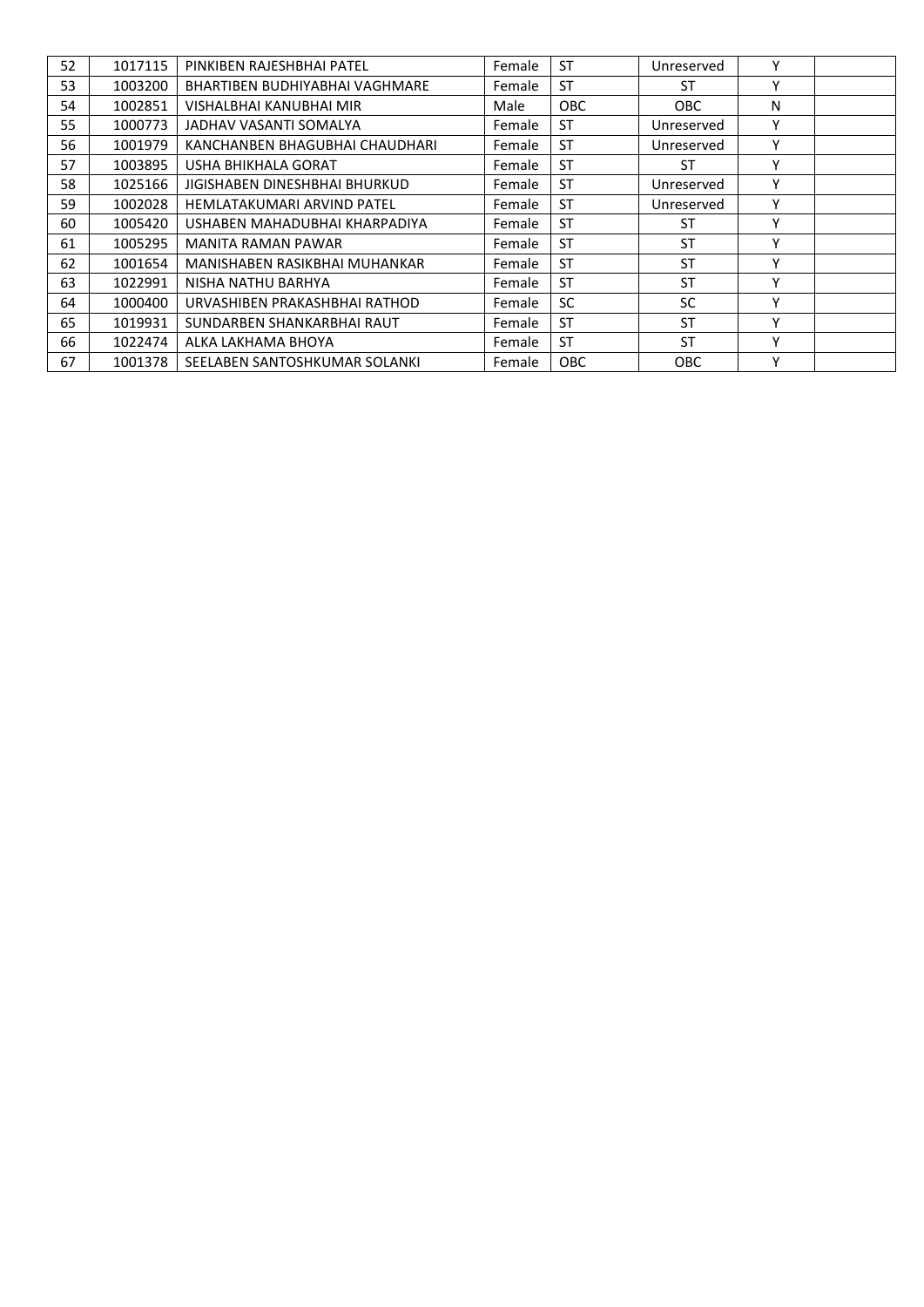| | | | | | | | |
|---|---|---|---|---|---|---|---|
| 52 | 1017115 | PINKIBEN RAJESHBHAI PATEL | Female | ST | Unreserved | Y | |
| 53 | 1003200 | BHARTIBEN BUDHIYABHAI VAGHMARE | Female | ST | ST | Y | |
| 54 | 1002851 | VISHALBHAI KANUBHAI MIR | Male | OBC | OBC | N | |
| 55 | 1000773 | JADHAV VASANTI SOMALYA | Female | ST | Unreserved | Y | |
| 56 | 1001979 | KANCHANBEN BHAGUBHAI CHAUDHARI | Female | ST | Unreserved | Y | |
| 57 | 1003895 | USHA BHIKHALA GORAT | Female | ST | ST | Y | |
| 58 | 1025166 | JIGISHABEN DINESHBHAI BHURKUD | Female | ST | Unreserved | Y | |
| 59 | 1002028 | HEMLATAKUMARI ARVIND PATEL | Female | ST | Unreserved | Y | |
| 60 | 1005420 | USHABEN MAHADUBHAI KHARPADIYA | Female | ST | ST | Y | |
| 61 | 1005295 | MANITA RAMAN PAWAR | Female | ST | ST | Y | |
| 62 | 1001654 | MANISHABEN RASIKBHAI MUHANKAR | Female | ST | ST | Y | |
| 63 | 1022991 | NISHA NATHU BARHYA | Female | ST | ST | Y | |
| 64 | 1000400 | URVASHIBEN PRAKASHBHAI RATHOD | Female | SC | SC | Y | |
| 65 | 1019931 | SUNDARBEN SHANKARBHAI RAUT | Female | ST | ST | Y | |
| 66 | 1022474 | ALKA LAKHAMA BHOYA | Female | ST | ST | Y | |
| 67 | 1001378 | SEELABEN SANTOSHKUMAR SOLANKI | Female | OBC | OBC | Y | |